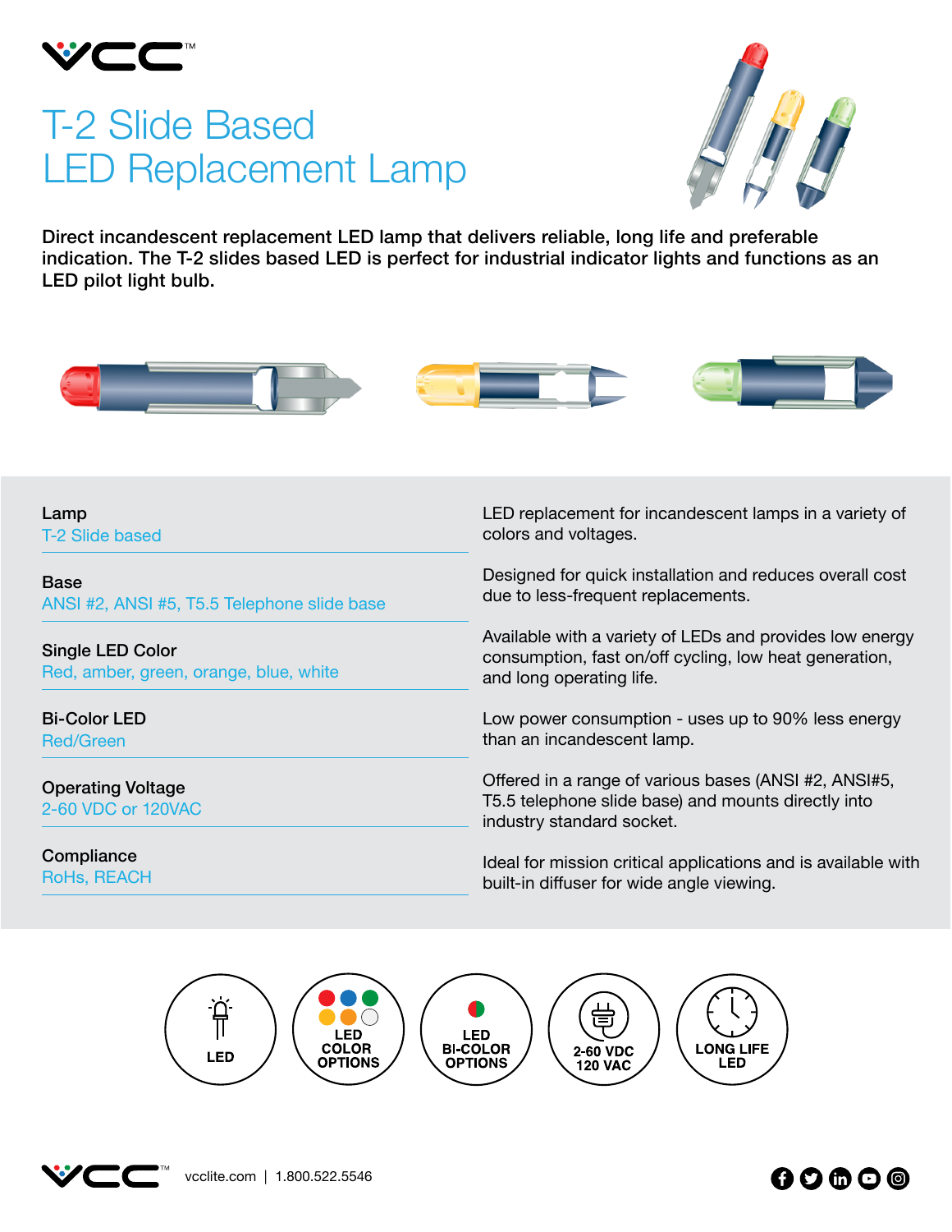# T-2 Slide Based LED Replacement Lamp

**Direct incandescent replacement LED lamp that delivers reliable, long life and preferable indication. The T-2 slides based LED is perfect for industrial indicator lights and functions as an LED pilot light bulb.**

**Lamp**
T-2 Slide based

**Base**
ANSI #2, ANSI #5, T5.5 Telephone slide base

**Single LED Color**
Red, amber, green, orange, blue, white

**Bi-Color LED**
Red/Green

**Operating Voltage**
2-60 VDC or 120VAC

**Compliance**
RoHs, REACH

LED replacement for incandescent lamps in a variety of colors and voltages.

Designed for quick installation and reduces overall cost due to less-frequent replacements.

Available with a variety of LEDs and provides low energy consumption, fast on/off cycling, low heat generation, and long operating life.

Low power consumption - uses up to 90% less energy than an incandescent lamp.

Offered in a range of various bases (ANSI #2, ANSI#5, T5.5 telephone slide base) and mounts directly into industry standard socket.

Ideal for mission critical applications and is available with built-in diffuser for wide angle viewing.

LED | LED COLOR OPTIONS | LED BI-COLOR OPTIONS | 2-60 VDC 120 VAC | LONG LIFE LED

vcclite.com | 1.800.522.5546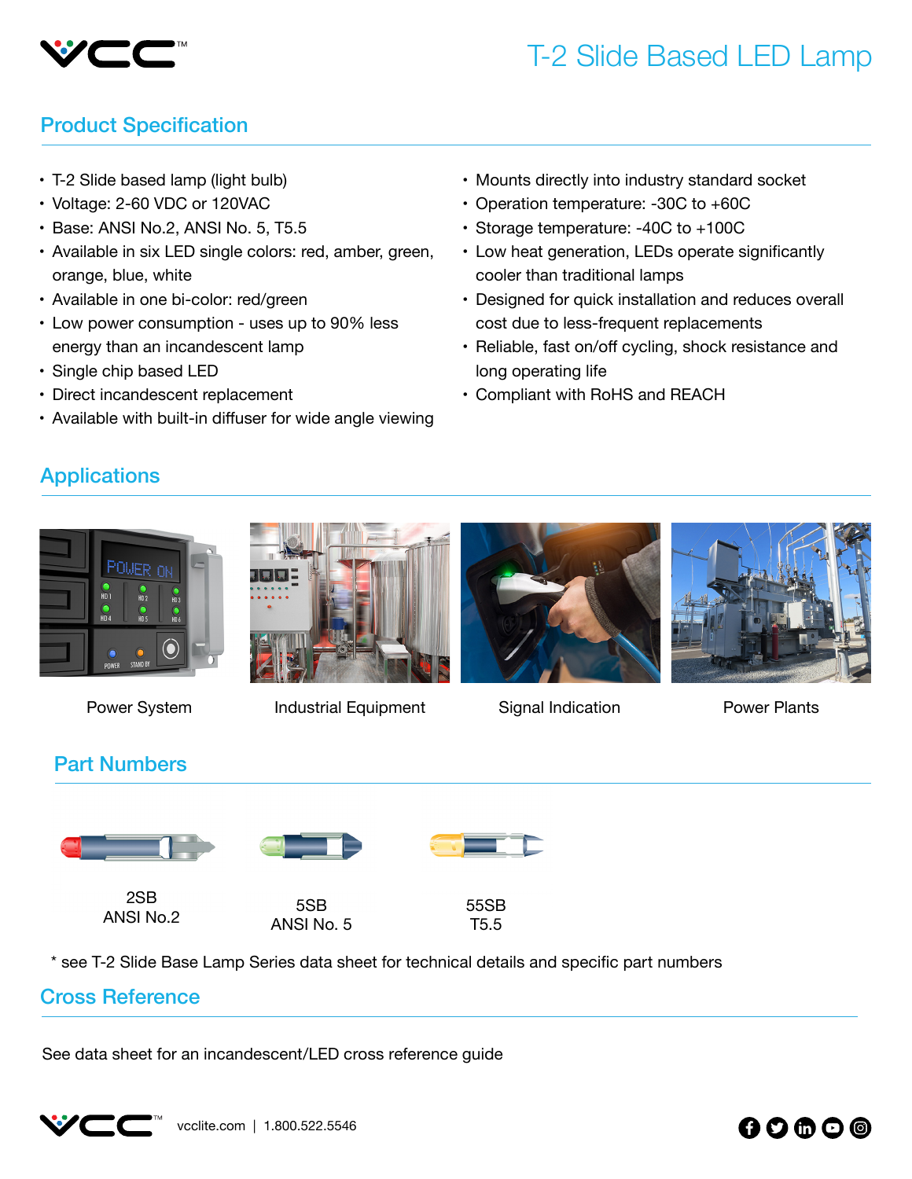# T-2 Slide Based LED Lamp

## Product Specification

- T-2 Slide based lamp (light bulb)
- Voltage: 2-60 VDC or 120VAC
- Base: ANSI No.2, ANSI No. 5, T5.5
- Available in six LED single colors: red, amber, green, orange, blue, white
- Available in one bi-color: red/green
- Low power consumption - uses up to 90% less energy than an incandescent lamp
- Single chip based LED
- Direct incandescent replacement
- Available with built-in diffuser for wide angle viewing
- Mounts directly into industry standard socket
- Operation temperature: -30C to +60C
- Storage temperature: -40C to +100C
- Low heat generation, LEDs operate significantly cooler than traditional lamps
- Designed for quick installation and reduces overall cost due to less-frequent replacements
- Reliable, fast on/off cycling, shock resistance and long operating life
- Compliant with RoHS and REACH

## Applications

Power System

Industrial Equipment

Signal Indication

Power Plants

## Part Numbers

2SB
ANSI No.2

5SB
ANSI No. 5

55SB
T5.5

\* see T-2 Slide Base Lamp Series data sheet for technical details and specific part numbers

## Cross Reference

See data sheet for an incandescent/LED cross reference guide

vcclite.com | 1.800.522.5546